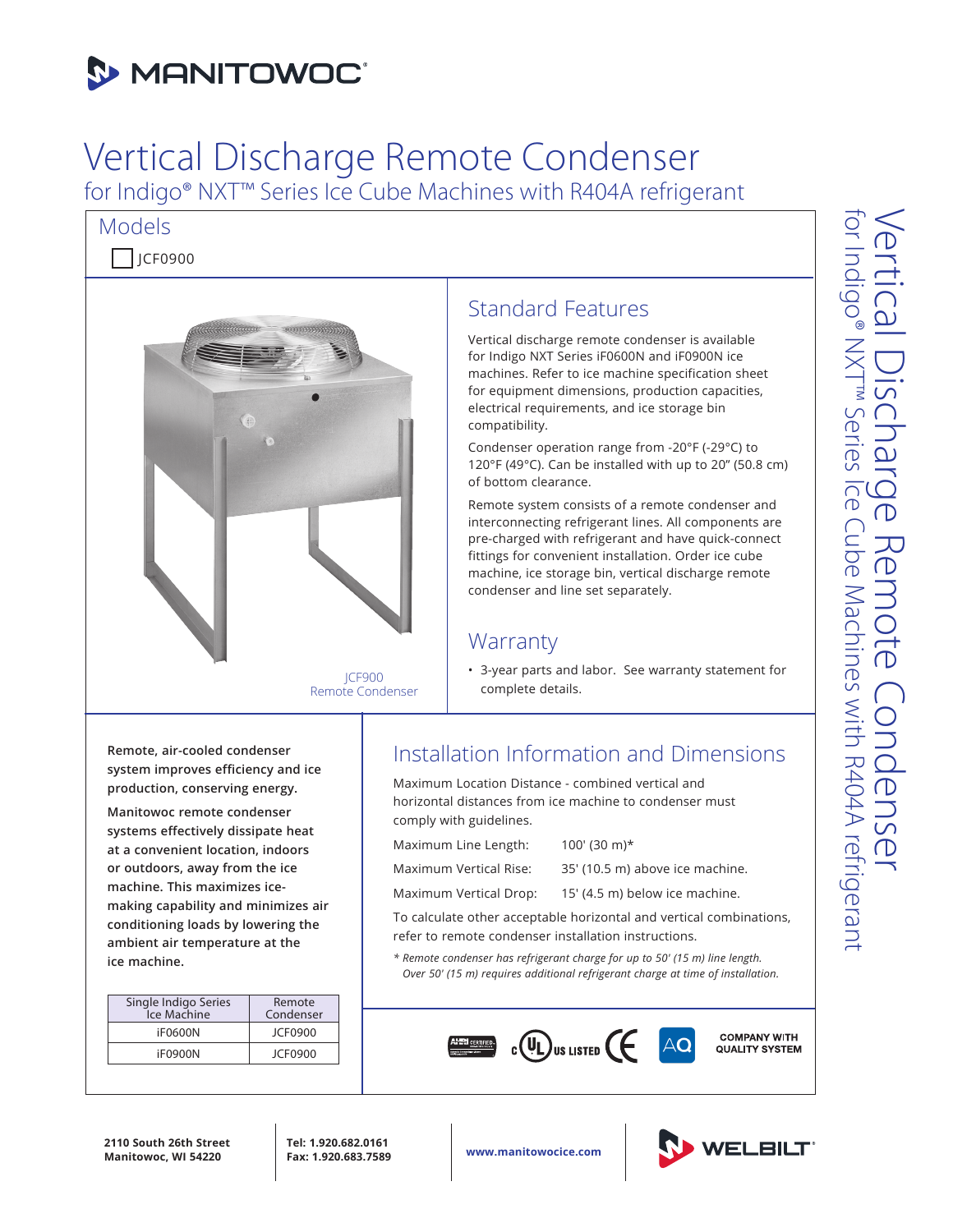# Vertical Discharge Remote Condenser

## for Indigo® NXT™ Series Ice Cube Machines with R404A refrigerant

## Models

☐ JCF0900

JCF900
Remote Condenser

## Standard Features

Vertical discharge remote condenser is available for Indigo NXT Series iF0600N and iF0900N ice machines. Refer to ice machine specification sheet for equipment dimensions, production capacities, electrical requirements, and ice storage bin compatibility.

Condenser operation range from -20°F (-29°C) to 120°F (49°C). Can be installed with up to 20" (50.8 cm) of bottom clearance.

Remote system consists of a remote condenser and interconnecting refrigerant lines. All components are pre-charged with refrigerant and have quick-connect fittings for convenient installation. Order ice cube machine, ice storage bin, vertical discharge remote condenser and line set separately.

## Warranty

- 3-year parts and labor. See warranty statement for complete details.

**Remote, air-cooled condenser system improves efficiency and ice production, conserving energy.**

**Manitowoc remote condenser systems effectively dissipate heat at a convenient location, indoors or outdoors, away from the ice machine. This maximizes ice-making capability and minimizes air conditioning loads by lowering the ambient air temperature at the ice machine.**

| Single Indigo Series Ice Machine | Remote Condenser |
|---|---|
| iF0600N | JCF0900 |
| iF0900N | JCF0900 |

## Installation Information and Dimensions

Maximum Location Distance - combined vertical and horizontal distances from ice machine to condenser must comply with guidelines.

| | |
|---|---|
| Maximum Line Length: | 100' (30 m)* |
| Maximum Vertical Rise: | 35' (10.5 m) above ice machine. |
| Maximum Vertical Drop: | 15' (4.5 m) below ice machine. |

To calculate other acceptable horizontal and vertical combinations, refer to remote condenser installation instructions.

*\* Remote condenser has refrigerant charge for up to 50' (15 m) line length. Over 50' (15 m) requires additional refrigerant charge at time of installation.*

COMPANY WITH QUALITY SYSTEM

2110 South 26th Street
Manitowoc, WI 54220

Tel: 1.920.682.0161
Fax: 1.920.683.7589

www.manitowocice.com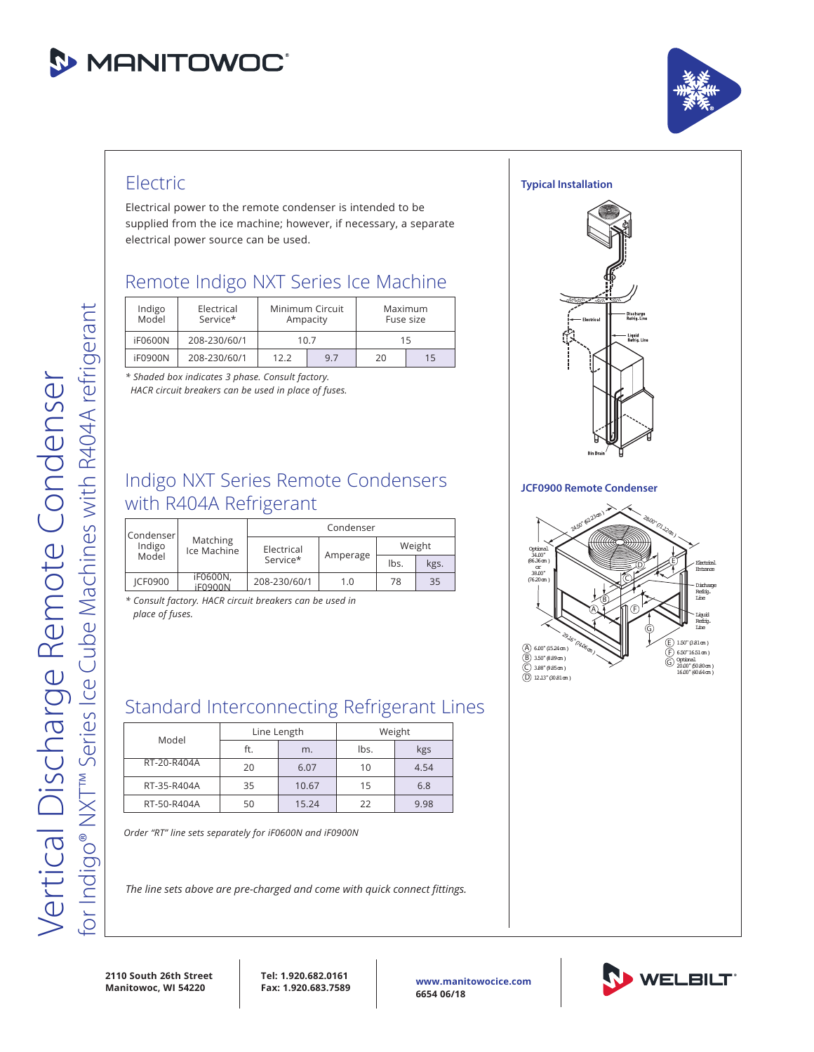# Vertical Discharge Remote Condenser

for Indigo® NXT™ Series Ice Cube Machines with R404A refrigerant

## Electric

Electrical power to the remote condenser is intended to be supplied from the ice machine; however, if necessary, a separate electrical power source can be used.

## Remote Indigo NXT Series Ice Machine

| Indigo Model | Electrical Service* | Minimum Circuit Ampacity | | Maximum Fuse size | |
|---|---|---|---|---|---|
| iF0600N | 208-230/60/1 | 10.7 | | 15 | |
| iF0900N | 208-230/60/1 | 12.2 | 9.7 | 20 | 15 |

*\* Shaded box indicates 3 phase. Consult factory.*
*HACR circuit breakers can be used in place of fuses.*

## Indigo NXT Series Remote Condensers with R404A Refrigerant

| Condenser Indigo Model | Matching Ice Machine | Condenser | | | |
|---|---|---|---|---|---|
| | | Electrical Service* | Amperage | Weight | |
| | | | | lbs. | kgs. |
| JCF0900 | iF0600N, iF0900N | 208-230/60/1 | 1.0 | 78 | 35 |

*\* Consult factory. HACR circuit breakers can be used in place of fuses.*

## Standard Interconnecting Refrigerant Lines

| Model | Line Length | | Weight | |
|---|---|---|---|---|
| | ft. | m. | lbs. | kgs |
| RT-20-R404A | 20 | 6.07 | 10 | 4.54 |
| RT-35-R404A | 35 | 10.67 | 15 | 6.8 |
| RT-50-R404A | 50 | 15.24 | 22 | 9.98 |

*Order "RT" line sets separately for iF0600N and iF0900N*

*The line sets above are pre-charged and come with quick connect fittings.*

### Typical Installation

Discharge Refrig. Line
Electrical
Liquid Refrig. Line
Bin Drain

### JCF0900 Remote Condenser

24.50" (62.23 cm)
28.00" (71.12 cm)
Optional 34.00" (86.36 cm) or 30.00" (76.20 cm)
29.16" (74.06 cm)
Electrical Entrance
Discharge Refrig. Line
Liquid Refrig. Line

A 6.00" (15.24 cm)
B 3.50" (8.89 cm)
C 3.88" (9.85 cm)
D 12.13" (30.81 cm)
E 1.50" (3.81 cm)
F 6.50" (16.51 cm)
G Optional 20.00" (50.80 cm) / 16.00" (40.64 cm)

2110 South 26th Street
Manitowoc, WI 54220

Tel: 1.920.682.0161
Fax: 1.920.683.7589

www.manitowocice.com
6654 06/18